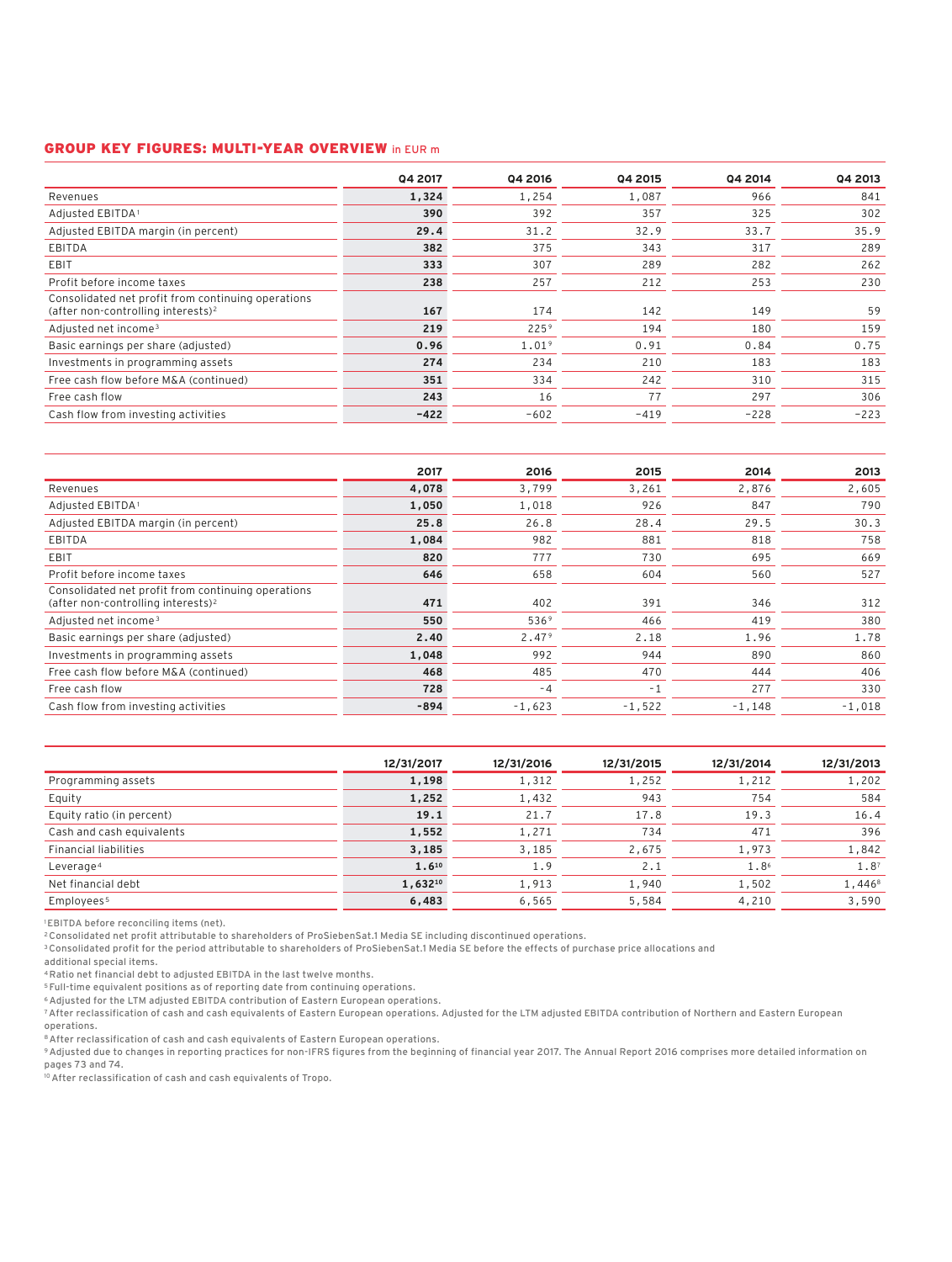## GROUP KEY FIGURES: MULTI-YEAR OVERVIEW in EUR m

| | Q4 2017 | Q4 2016 | Q4 2015 | Q4 2014 | Q4 2013 |
|---|---|---|---|---|---|
| Revenues | **1,324** | 1,254 | 1,087 | 966 | 841 |
| Adjusted EBITDA[1] | **390** | 392 | 357 | 325 | 302 |
| Adjusted EBITDA margin (in percent) | **29.4** | 31.2 | 32.9 | 33.7 | 35.9 |
| EBITDA | **382** | 375 | 343 | 317 | 289 |
| EBIT | **333** | 307 | 289 | 282 | 262 |
| Profit before income taxes | **238** | 257 | 212 | 253 | 230 |
| Consolidated net profit from continuing operations (after non-controlling interests)[2] | **167** | 174 | 142 | 149 | 59 |
| Adjusted net income[3] | **219** | 225[9] | 194 | 180 | 159 |
| Basic earnings per share (adjusted) | **0.96** | 1.01[9] | 0.91 | 0.84 | 0.75 |
| Investments in programming assets | **274** | 234 | 210 | 183 | 183 |
| Free cash flow before M&A (continued) | **351** | 334 | 242 | 310 | 315 |
| Free cash flow | **243** | 16 | 77 | 297 | 306 |
| Cash flow from investing activities | **-422** | -602 | -419 | -228 | -223 |

| | 2017 | 2016 | 2015 | 2014 | 2013 |
|---|---|---|---|---|---|
| Revenues | **4,078** | 3,799 | 3,261 | 2,876 | 2,605 |
| Adjusted EBITDA[1] | **1,050** | 1,018 | 926 | 847 | 790 |
| Adjusted EBITDA margin (in percent) | **25.8** | 26.8 | 28.4 | 29.5 | 30.3 |
| EBITDA | **1,084** | 982 | 881 | 818 | 758 |
| EBIT | **820** | 777 | 730 | 695 | 669 |
| Profit before income taxes | **646** | 658 | 604 | 560 | 527 |
| Consolidated net profit from continuing operations (after non-controlling interests)[2] | **471** | 402 | 391 | 346 | 312 |
| Adjusted net income[3] | **550** | 536[9] | 466 | 419 | 380 |
| Basic earnings per share (adjusted) | **2.40** | 2.47[9] | 2.18 | 1.96 | 1.78 |
| Investments in programming assets | **1,048** | 992 | 944 | 890 | 860 |
| Free cash flow before M&A (continued) | **468** | 485 | 470 | 444 | 406 |
| Free cash flow | **728** | -4 | -1 | 277 | 330 |
| Cash flow from investing activities | **-894** | -1,623 | -1,522 | -1,148 | -1,018 |

| | 12/31/2017 | 12/31/2016 | 12/31/2015 | 12/31/2014 | 12/31/2013 |
|---|---|---|---|---|---|
| Programming assets | **1,198** | 1,312 | 1,252 | 1,212 | 1,202 |
| Equity | **1,252** | 1,432 | 943 | 754 | 584 |
| Equity ratio (in percent) | **19.1** | 21.7 | 17.8 | 19.3 | 16.4 |
| Cash and cash equivalents | **1,552** | 1,271 | 734 | 471 | 396 |
| Financial liabilities | **3,185** | 3,185 | 2,675 | 1,973 | 1,842 |
| Leverage[4] | **1.6[10]** | 1.9 | 2.1 | 1.8[6] | 1.8[7] |
| Net financial debt | **1,632[10]** | 1,913 | 1,940 | 1,502 | 1,446[8] |
| Employees[5] | **6,483** | 6,565 | 5,584 | 4,210 | 3,590 |

[1] EBITDA before reconciling items (net).
[2] Consolidated net profit attributable to shareholders of ProSiebenSat.1 Media SE including discontinued operations.
[3] Consolidated profit for the period attributable to shareholders of ProSiebenSat.1 Media SE before the effects of purchase price allocations and additional special items.
[4] Ratio net financial debt to adjusted EBITDA in the last twelve months.
[5] Full-time equivalent positions as of reporting date from continuing operations.
[6] Adjusted for the LTM adjusted EBITDA contribution of Eastern European operations.
[7] After reclassification of cash and cash equivalents of Eastern European operations. Adjusted for the LTM adjusted EBITDA contribution of Northern and Eastern European operations.
[8] After reclassification of cash and cash equivalents of Eastern European operations.
[9] Adjusted due to changes in reporting practices for non-IFRS figures from the beginning of financial year 2017. The Annual Report 2016 comprises more detailed information on pages 73 and 74.
[10] After reclassification of cash and cash equivalents of Tropo.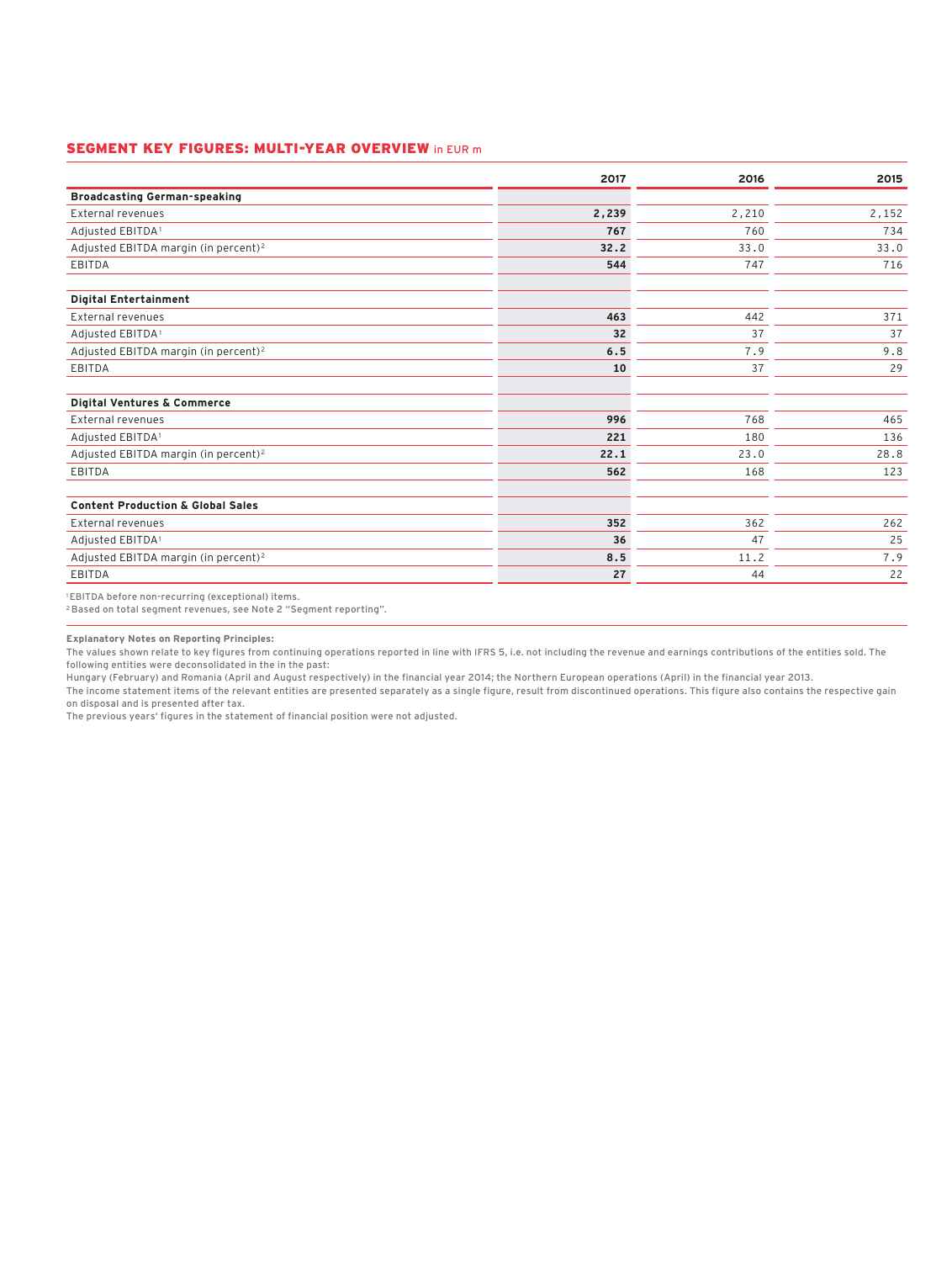## SEGMENT KEY FIGURES: MULTI-YEAR OVERVIEW in EUR m

| | 2017 | 2016 | 2015 |
|---|---|---|---|
| **Broadcasting German-speaking** | | | |
| External revenues | **2,239** | 2,210 | 2,152 |
| Adjusted EBITDA[1] | **767** | 760 | 734 |
| Adjusted EBITDA margin (in percent)[2] | **32.2** | 33.0 | 33.0 |
| EBITDA | **544** | 747 | 716 |
| **Digital Entertainment** | | | |
| External revenues | **463** | 442 | 371 |
| Adjusted EBITDA[1] | **32** | 37 | 37 |
| Adjusted EBITDA margin (in percent)[2] | **6.5** | 7.9 | 9.8 |
| EBITDA | **10** | 37 | 29 |
| **Digital Ventures & Commerce** | | | |
| External revenues | **996** | 768 | 465 |
| Adjusted EBITDA[1] | **221** | 180 | 136 |
| Adjusted EBITDA margin (in percent)[2] | **22.1** | 23.0 | 28.8 |
| EBITDA | **562** | 168 | 123 |
| **Content Production & Global Sales** | | | |
| External revenues | **352** | 362 | 262 |
| Adjusted EBITDA[1] | **36** | 47 | 25 |
| Adjusted EBITDA margin (in percent)[2] | **8.5** | 11.2 | 7.9 |
| EBITDA | **27** | 44 | 22 |

[1] EBITDA before non-recurring (exceptional) items.
[2] Based on total segment revenues, see Note 2 "Segment reporting".

**Explanatory Notes on Reporting Principles:**
The values shown relate to key figures from continuing operations reported in line with IFRS 5, i.e. not including the revenue and earnings contributions of the entities sold. The following entities were deconsolidated in the in the past:
Hungary (February) and Romania (April and August respectively) in the financial year 2014; the Northern European operations (April) in the financial year 2013.
The income statement items of the relevant entities are presented separately as a single figure, result from discontinued operations. This figure also contains the respective gain on disposal and is presented after tax.
The previous years' figures in the statement of financial position were not adjusted.